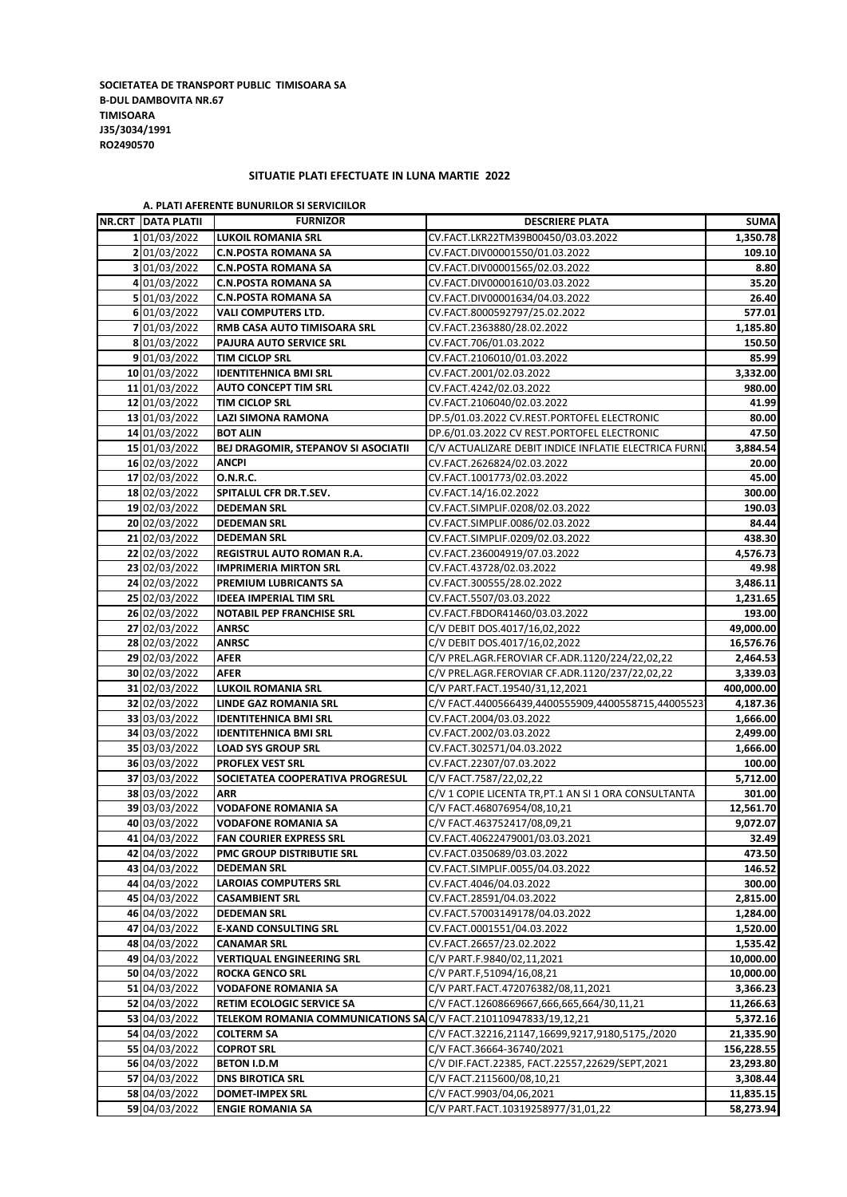**SOCIETATEA DE TRANSPORT PUBLIC TIMISOARA SA**
**B-DUL DAMBOVITA NR.67**
**TIMISOARA**
**J35/3034/1991**
**RO2490570**

## SITUATIE PLATI EFECTUATE IN LUNA MARTIE 2022

### A. PLATI AFERENTE BUNURILOR SI SERVICIILOR

| NR.CRT | DATA PLATII | FURNIZOR | DESCRIERE PLATA | SUMA |
|---|---|---|---|---|
| 1 | 01/03/2022 | LUKOIL ROMANIA SRL | CV.FACT.LKR22TM39B00450/03.03.2022 | 1,350.78 |
| 2 | 01/03/2022 | C.N.POSTA ROMANA SA | CV.FACT.DIV00001550/01.03.2022 | 109.10 |
| 3 | 01/03/2022 | C.N.POSTA ROMANA SA | CV.FACT.DIV00001565/02.03.2022 | 8.80 |
| 4 | 01/03/2022 | C.N.POSTA ROMANA SA | CV.FACT.DIV00001610/03.03.2022 | 35.20 |
| 5 | 01/03/2022 | C.N.POSTA ROMANA SA | CV.FACT.DIV00001634/04.03.2022 | 26.40 |
| 6 | 01/03/2022 | VALI COMPUTERS LTD. | CV.FACT.8000592797/25.02.2022 | 577.01 |
| 7 | 01/03/2022 | RMB CASA AUTO TIMISOARA SRL | CV.FACT.2363880/28.02.2022 | 1,185.80 |
| 8 | 01/03/2022 | PAJURA AUTO SERVICE SRL | CV.FACT.706/01.03.2022 | 150.50 |
| 9 | 01/03/2022 | TIM CICLOP SRL | CV.FACT.2106010/01.03.2022 | 85.99 |
| 10 | 01/03/2022 | IDENTITEHNICA BMI SRL | CV.FACT.2001/02.03.2022 | 3,332.00 |
| 11 | 01/03/2022 | AUTO CONCEPT TIM SRL | CV.FACT.4242/02.03.2022 | 980.00 |
| 12 | 01/03/2022 | TIM CICLOP SRL | CV.FACT.2106040/02.03.2022 | 41.99 |
| 13 | 01/03/2022 | LAZI SIMONA RAMONA | DP.5/01.03.2022 CV.REST.PORTOFEL ELECTRONIC | 80.00 |
| 14 | 01/03/2022 | BOT ALIN | DP.6/01.03.2022 CV REST.PORTOFEL ELECTRONIC | 47.50 |
| 15 | 01/03/2022 | BEJ DRAGOMIR, STEPANOV SI ASOCIATII | C/V ACTUALIZARE DEBIT INDICE INFLATIE ELECTRICA FURNI | 3,884.54 |
| 16 | 02/03/2022 | ANCPI | CV.FACT.2626824/02.03.2022 | 20.00 |
| 17 | 02/03/2022 | O.N.R.C. | CV.FACT.1001773/02.03.2022 | 45.00 |
| 18 | 02/03/2022 | SPITALUL CFR DR.T.SEV. | CV.FACT.14/16.02.2022 | 300.00 |
| 19 | 02/03/2022 | DEDEMAN SRL | CV.FACT.SIMPLIF.0208/02.03.2022 | 190.03 |
| 20 | 02/03/2022 | DEDEMAN SRL | CV.FACT.SIMPLIF.0086/02.03.2022 | 84.44 |
| 21 | 02/03/2022 | DEDEMAN SRL | CV.FACT.SIMPLIF.0209/02.03.2022 | 438.30 |
| 22 | 02/03/2022 | REGISTRUL AUTO ROMAN R.A. | CV.FACT.236004919/07.03.2022 | 4,576.73 |
| 23 | 02/03/2022 | IMPRIMERIA MIRTON SRL | CV.FACT.43728/02.03.2022 | 49.98 |
| 24 | 02/03/2022 | PREMIUM LUBRICANTS SA | CV.FACT.300555/28.02.2022 | 3,486.11 |
| 25 | 02/03/2022 | IDEEA IMPERIAL TIM SRL | CV.FACT.5507/03.03.2022 | 1,231.65 |
| 26 | 02/03/2022 | NOTABIL PEP FRANCHISE SRL | CV.FACT.FBDOR41460/03.03.2022 | 193.00 |
| 27 | 02/03/2022 | ANRSC | C/V DEBIT DOS.4017/16,02,2022 | 49,000.00 |
| 28 | 02/03/2022 | ANRSC | C/V DEBIT DOS.4017/16,02,2022 | 16,576.76 |
| 29 | 02/03/2022 | AFER | C/V PREL.AGR.FEROVIAR CF.ADR.1120/224/22,02,22 | 2,464.53 |
| 30 | 02/03/2022 | AFER | C/V PREL.AGR.FEROVIAR CF.ADR.1120/237/22,02,22 | 3,339.03 |
| 31 | 02/03/2022 | LUKOIL ROMANIA SRL | C/V PART.FACT.19540/31,12,2021 | 400,000.00 |
| 32 | 02/03/2022 | LINDE GAZ ROMANIA SRL | C/V FACT.4400566439,4400555909,4400558715,44005523 | 4,187.36 |
| 33 | 03/03/2022 | IDENTITEHNICA BMI SRL | CV.FACT.2004/03.03.2022 | 1,666.00 |
| 34 | 03/03/2022 | IDENTITEHNICA BMI SRL | CV.FACT.2002/03.03.2022 | 2,499.00 |
| 35 | 03/03/2022 | LOAD SYS GROUP SRL | CV.FACT.302571/04.03.2022 | 1,666.00 |
| 36 | 03/03/2022 | PROFLEX VEST SRL | CV.FACT.22307/07.03.2022 | 100.00 |
| 37 | 03/03/2022 | SOCIETATEA COOPERATIVA PROGRESUL | C/V FACT.7587/22,02,22 | 5,712.00 |
| 38 | 03/03/2022 | ARR | C/V 1 COPIE LICENTA TR,PT.1 AN SI 1 ORA CONSULTANTA | 301.00 |
| 39 | 03/03/2022 | VODAFONE ROMANIA SA | C/V FACT.468076954/08,10,21 | 12,561.70 |
| 40 | 03/03/2022 | VODAFONE ROMANIA SA | C/V FACT.463752417/08,09,21 | 9,072.07 |
| 41 | 04/03/2022 | FAN COURIER EXPRESS SRL | CV.FACT.40622479001/03.03.2021 | 32.49 |
| 42 | 04/03/2022 | PMC GROUP DISTRIBUTIE SRL | CV.FACT.0350689/03.03.2022 | 473.50 |
| 43 | 04/03/2022 | DEDEMAN SRL | CV.FACT.SIMPLIF.0055/04.03.2022 | 146.52 |
| 44 | 04/03/2022 | LAROIAS COMPUTERS SRL | CV.FACT.4046/04.03.2022 | 300.00 |
| 45 | 04/03/2022 | CASAMBIENT SRL | CV.FACT.28591/04.03.2022 | 2,815.00 |
| 46 | 04/03/2022 | DEDEMAN SRL | CV.FACT.57003149178/04.03.2022 | 1,284.00 |
| 47 | 04/03/2022 | E-XAND CONSULTING SRL | CV.FACT.0001551/04.03.2022 | 1,520.00 |
| 48 | 04/03/2022 | CANAMAR SRL | CV.FACT.26657/23.02.2022 | 1,535.42 |
| 49 | 04/03/2022 | VERTIQUAL ENGINEERING SRL | C/V PART.F.9840/02,11,2021 | 10,000.00 |
| 50 | 04/03/2022 | ROCKA GENCO SRL | C/V PART.F,51094/16,08,21 | 10,000.00 |
| 51 | 04/03/2022 | VODAFONE ROMANIA SA | C/V PART.FACT.472076382/08,11,2021 | 3,366.23 |
| 52 | 04/03/2022 | RETIM ECOLOGIC SERVICE SA | C/V FACT.12608669667,666,665,664/30,11,21 | 11,266.63 |
| 53 | 04/03/2022 | TELEKOM ROMANIA COMMUNICATIONS SA | C/V FACT.210110947833/19,12,21 | 5,372.16 |
| 54 | 04/03/2022 | COLTERM SA | C/V FACT.32216,21147,16699,9217,9180,5175,/2020 | 21,335.90 |
| 55 | 04/03/2022 | COPROT SRL | C/V FACT.36664-36740/2021 | 156,228.55 |
| 56 | 04/03/2022 | BETON I.D.M | C/V DIF.FACT.22385, FACT.22557,22629/SEPT,2021 | 23,293.80 |
| 57 | 04/03/2022 | DNS BIROTICA SRL | C/V FACT.2115600/08,10,21 | 3,308.44 |
| 58 | 04/03/2022 | DOMET-IMPEX SRL | C/V FACT.9903/04,06,2021 | 11,835.15 |
| 59 | 04/03/2022 | ENGIE ROMANIA SA | C/V PART.FACT.10319258977/31,01,22 | 58,273.94 |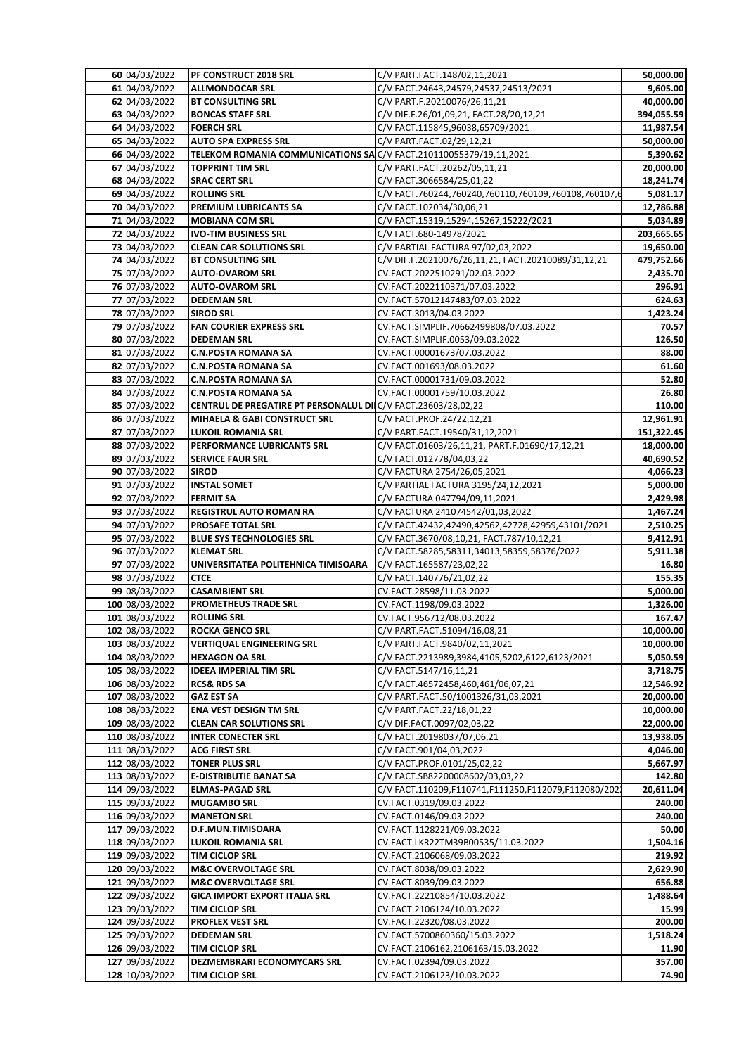| | | | | |
|---|---|---|---|---|
| 60 | 04/03/2022 | PF CONSTRUCT 2018 SRL | C/V PART.FACT.148/02,11,2021 | 50,000.00 |
| 61 | 04/03/2022 | ALLMONDOCAR SRL | C/V FACT.24643,24579,24537,24513/2021 | 9,605.00 |
| 62 | 04/03/2022 | BT CONSULTING SRL | C/V PART.F.20210076/26,11,21 | 40,000.00 |
| 63 | 04/03/2022 | BONCAS STAFF SRL | C/V DIF.F.26/01,09,21, FACT.28/20,12,21 | 394,055.59 |
| 64 | 04/03/2022 | FOERCH SRL | C/V FACT.115845,96038,65709/2021 | 11,987.54 |
| 65 | 04/03/2022 | AUTO SPA EXPRESS SRL | C/V PART.FACT.02/29,12,21 | 50,000.00 |
| 66 | 04/03/2022 | TELEKOM ROMANIA COMMUNICATIONS SA | C/V FACT.210110055379/19,11,2021 | 5,390.62 |
| 67 | 04/03/2022 | TOPPRINT TIM SRL | C/V PART.FACT.20262/05,11,21 | 20,000.00 |
| 68 | 04/03/2022 | SRAC CERT SRL | C/V FACT.3066584/25,01,22 | 18,241.74 |
| 69 | 04/03/2022 | ROLLING SRL | C/V FACT.760244,760240,760110,760109,760108,760107,6 | 5,081.17 |
| 70 | 04/03/2022 | PREMIUM LUBRICANTS SA | C/V FACT.102034/30,06,21 | 12,786.88 |
| 71 | 04/03/2022 | MOBIANA COM SRL | C/V FACT.15319,15294,15267,15222/2021 | 5,034.89 |
| 72 | 04/03/2022 | IVO-TIM BUSINESS SRL | C/V FACT.680-14978/2021 | 203,665.65 |
| 73 | 04/03/2022 | CLEAN CAR SOLUTIONS SRL | C/V PARTIAL FACTURA 97/02,03,2022 | 19,650.00 |
| 74 | 04/03/2022 | BT CONSULTING SRL | C/V DIF.F.20210076/26,11,21, FACT.20210089/31,12,21 | 479,752.66 |
| 75 | 07/03/2022 | AUTO-OVAROM SRL | CV.FACT.2022510291/02.03.2022 | 2,435.70 |
| 76 | 07/03/2022 | AUTO-OVAROM SRL | CV.FACT.2022110371/07.03.2022 | 296.91 |
| 77 | 07/03/2022 | DEDEMAN SRL | CV.FACT.57012147483/07.03.2022 | 624.63 |
| 78 | 07/03/2022 | SIROD SRL | CV.FACT.3013/04.03.2022 | 1,423.24 |
| 79 | 07/03/2022 | FAN COURIER EXPRESS SRL | CV.FACT.SIMPLIF.70662499808/07.03.2022 | 70.57 |
| 80 | 07/03/2022 | DEDEMAN SRL | CV.FACT.SIMPLIF.0053/09.03.2022 | 126.50 |
| 81 | 07/03/2022 | C.N.POSTA ROMANA SA | CV.FACT.00001673/07.03.2022 | 88.00 |
| 82 | 07/03/2022 | C.N.POSTA ROMANA SA | CV.FACT.001693/08.03.2022 | 61.60 |
| 83 | 07/03/2022 | C.N.POSTA ROMANA SA | CV.FACT.00001731/09.03.2022 | 52.80 |
| 84 | 07/03/2022 | C.N.POSTA ROMANA SA | CV.FACT.00001759/10.03.2022 | 26.80 |
| 85 | 07/03/2022 | CENTRUL DE PREGATIRE PT PERSONALUL DI | C/V FACT.23603/28,02,22 | 110.00 |
| 86 | 07/03/2022 | MIHAELA & GABI CONSTRUCT SRL | C/V FACT.PROF.24/22,12,21 | 12,961.91 |
| 87 | 07/03/2022 | LUKOIL ROMANIA SRL | C/V PART.FACT.19540/31,12,2021 | 151,322.45 |
| 88 | 07/03/2022 | PERFORMANCE LUBRICANTS SRL | C/V FACT.01603/26,11,21, PART.F.01690/17,12,21 | 18,000.00 |
| 89 | 07/03/2022 | SERVICE FAUR SRL | C/V FACT.012778/04,03,22 | 40,690.52 |
| 90 | 07/03/2022 | SIROD | C/V FACTURA 2754/26,05,2021 | 4,066.23 |
| 91 | 07/03/2022 | INSTAL SOMET | C/V PARTIAL FACTURA 3195/24,12,2021 | 5,000.00 |
| 92 | 07/03/2022 | FERMIT SA | C/V FACTURA 047794/09,11,2021 | 2,429.98 |
| 93 | 07/03/2022 | REGISTRUL AUTO ROMAN RA | C/V FACTURA 241074542/01,03,2022 | 1,467.24 |
| 94 | 07/03/2022 | PROSAFE TOTAL SRL | C/V FACT.42432,42490,42562,42728,42959,43101/2021 | 2,510.25 |
| 95 | 07/03/2022 | BLUE SYS TECHNOLOGIES SRL | C/V FACT.3670/08,10,21, FACT.787/10,12,21 | 9,412.91 |
| 96 | 07/03/2022 | KLEMAT SRL | C/V FACT.58285,58311,34013,58359,58376/2022 | 5,911.38 |
| 97 | 07/03/2022 | UNIVERSITATEA POLITEHNICA TIMISOARA | C/V FACT.165587/23,02,22 | 16.80 |
| 98 | 07/03/2022 | CTCE | C/V FACT.140776/21,02,22 | 155.35 |
| 99 | 08/03/2022 | CASAMBIENT SRL | CV.FACT.28598/11.03.2022 | 5,000.00 |
| 100 | 08/03/2022 | PROMETHEUS TRADE SRL | CV.FACT.1198/09.03.2022 | 1,326.00 |
| 101 | 08/03/2022 | ROLLING SRL | CV.FACT.956712/08.03.2022 | 167.47 |
| 102 | 08/03/2022 | ROCKA GENCO SRL | C/V PART.FACT.51094/16,08,21 | 10,000.00 |
| 103 | 08/03/2022 | VERTIQUAL ENGINEERING SRL | C/V PART.FACT.9840/02,11,2021 | 10,000.00 |
| 104 | 08/03/2022 | HEXAGON OA SRL | C/V FACT.2213989,3984,4105,5202,6122,6123/2021 | 5,050.59 |
| 105 | 08/03/2022 | IDEEA IMPERIAL TIM SRL | C/V FACT.5147/16,11,21 | 3,718.75 |
| 106 | 08/03/2022 | RCS& RDS SA | C/V FACT.46572458,460,461/06,07,21 | 12,546.92 |
| 107 | 08/03/2022 | GAZ EST SA | C/V PART.FACT.50/1001326/31,03,2021 | 20,000.00 |
| 108 | 08/03/2022 | ENA VEST DESIGN TM SRL | C/V PART.FACT.22/18,01,22 | 10,000.00 |
| 109 | 08/03/2022 | CLEAN CAR SOLUTIONS SRL | C/V DIF.FACT.0097/02,03,22 | 22,000.00 |
| 110 | 08/03/2022 | INTER CONECTER SRL | C/V FACT.20198037/07,06,21 | 13,938.05 |
| 111 | 08/03/2022 | ACG FIRST SRL | C/V FACT.901/04,03,2022 | 4,046.00 |
| 112 | 08/03/2022 | TONER PLUS SRL | C/V FACT.PROF.0101/25,02,22 | 5,667.97 |
| 113 | 08/03/2022 | E-DISTRIBUTIE BANAT SA | C/V FACT.SB82200008602/03,03,22 | 142.80 |
| 114 | 09/03/2022 | ELMAS-PAGAD SRL | C/V FACT.110209,F110741,F111250,F112079,F112080/202 | 20,611.04 |
| 115 | 09/03/2022 | MUGAMBO SRL | CV.FACT.0319/09.03.2022 | 240.00 |
| 116 | 09/03/2022 | MANETON SRL | CV.FACT.0146/09.03.2022 | 240.00 |
| 117 | 09/03/2022 | D.F.MUN.TIMISOARA | CV.FACT.1128221/09.03.2022 | 50.00 |
| 118 | 09/03/2022 | LUKOIL ROMANIA SRL | CV.FACT.LKR22TM39B00535/11.03.2022 | 1,504.16 |
| 119 | 09/03/2022 | TIM CICLOP SRL | CV.FACT.2106068/09.03.2022 | 219.92 |
| 120 | 09/03/2022 | M&C OVERVOLTAGE SRL | CV.FACT.8038/09.03.2022 | 2,629.90 |
| 121 | 09/03/2022 | M&C OVERVOLTAGE SRL | CV.FACT.8039/09.03.2022 | 656.88 |
| 122 | 09/03/2022 | GICA IMPORT EXPORT ITALIA SRL | CV.FACT.22210854/10.03.2022 | 1,488.64 |
| 123 | 09/03/2022 | TIM CICLOP SRL | CV.FACT.2106124/10.03.2022 | 15.99 |
| 124 | 09/03/2022 | PROFLEX VEST SRL | CV.FACT.22320/08.03.2022 | 200.00 |
| 125 | 09/03/2022 | DEDEMAN SRL | CV.FACT.5700860360/15.03.2022 | 1,518.24 |
| 126 | 09/03/2022 | TIM CICLOP SRL | CV.FACT.2106162,2106163/15.03.2022 | 11.90 |
| 127 | 09/03/2022 | DEZMEMBRARI ECONOMYCARS SRL | CV.FACT.02394/09.03.2022 | 357.00 |
| 128 | 10/03/2022 | TIM CICLOP SRL | CV.FACT.2106123/10.03.2022 | 74.90 |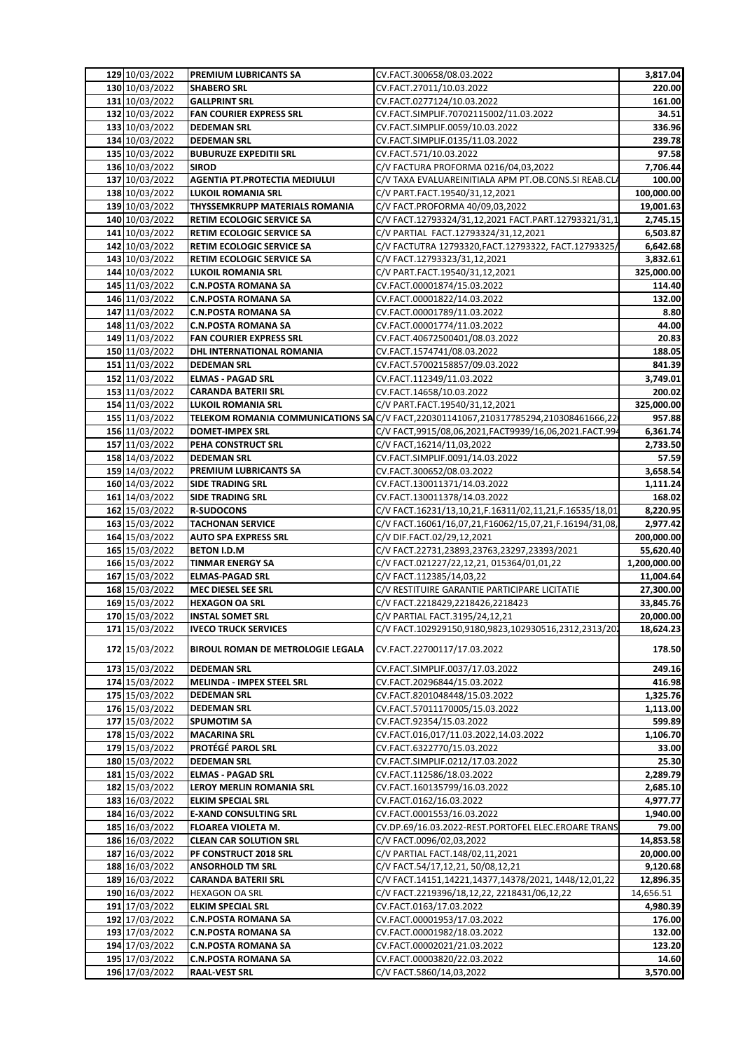| | | | | |
|---|---|---|---|---|
| 129 | 10/03/2022 | PREMIUM LUBRICANTS SA | CV.FACT.300658/08.03.2022 | 3,817.04 |
| 130 | 10/03/2022 | SHABERO SRL | CV.FACT.27011/10.03.2022 | 220.00 |
| 131 | 10/03/2022 | GALLPRINT SRL | CV.FACT.0277124/10.03.2022 | 161.00 |
| 132 | 10/03/2022 | FAN COURIER EXPRESS SRL | CV.FACT.SIMPLIF.70702115002/11.03.2022 | 34.51 |
| 133 | 10/03/2022 | DEDEMAN SRL | CV.FACT.SIMPLIF.0059/10.03.2022 | 336.96 |
| 134 | 10/03/2022 | DEDEMAN SRL | CV.FACT.SIMPLIF.0135/11.03.2022 | 239.78 |
| 135 | 10/03/2022 | BUBURUZE EXPEDITII SRL | CV.FACT.571/10.03.2022 | 97.58 |
| 136 | 10/03/2022 | SIROD | C/V FACTURA PROFORMA 0216/04,03,2022 | 7,706.44 |
| 137 | 10/03/2022 | AGENTIA PT.PROTECTIA MEDIULUI | C/V TAXA EVALUAREINITIALA APM PT.OB.CONS.SI REAB.CLA | 100.00 |
| 138 | 10/03/2022 | LUKOIL ROMANIA SRL | C/V PART.FACT.19540/31,12,2021 | 100,000.00 |
| 139 | 10/03/2022 | THYSSEMKRUPP MATERIALS ROMANIA | C/V FACT.PROFORMA 40/09,03,2022 | 19,001.63 |
| 140 | 10/03/2022 | RETIM ECOLOGIC SERVICE SA | C/V FACT.12793324/31,12,2021 FACT.PART.12793321/31,1 | 2,745.15 |
| 141 | 10/03/2022 | RETIM ECOLOGIC SERVICE SA | C/V PARTIAL FACT.12793324/31,12,2021 | 6,503.87 |
| 142 | 10/03/2022 | RETIM ECOLOGIC SERVICE SA | C/V FACTUTRA 12793320,FACT.12793322, FACT.12793325/ | 6,642.68 |
| 143 | 10/03/2022 | RETIM ECOLOGIC SERVICE SA | C/V FACT.12793323/31,12,2021 | 3,832.61 |
| 144 | 10/03/2022 | LUKOIL ROMANIA SRL | C/V PART.FACT.19540/31,12,2021 | 325,000.00 |
| 145 | 11/03/2022 | C.N.POSTA ROMANA SA | CV.FACT.00001874/15.03.2022 | 114.40 |
| 146 | 11/03/2022 | C.N.POSTA ROMANA SA | CV.FACT.00001822/14.03.2022 | 132.00 |
| 147 | 11/03/2022 | C.N.POSTA ROMANA SA | CV.FACT.00001789/11.03.2022 | 8.80 |
| 148 | 11/03/2022 | C.N.POSTA ROMANA SA | CV.FACT.00001774/11.03.2022 | 44.00 |
| 149 | 11/03/2022 | FAN COURIER EXPRESS SRL | CV.FACT.40672500401/08.03.2022 | 20.83 |
| 150 | 11/03/2022 | DHL INTERNATIONAL ROMANIA | CV.FACT.1574741/08.03.2022 | 188.05 |
| 151 | 11/03/2022 | DEDEMAN SRL | CV.FACT.57002158857/09.03.2022 | 841.39 |
| 152 | 11/03/2022 | ELMAS - PAGAD SRL | CV.FACT.112349/11.03.2022 | 3,749.01 |
| 153 | 11/03/2022 | CARANDA BATERII SRL | CV.FACT.14658/10.03.2022 | 200.02 |
| 154 | 11/03/2022 | LUKOIL ROMANIA SRL | C/V PART.FACT.19540/31,12,2021 | 325,000.00 |
| 155 | 11/03/2022 | TELEKOM ROMANIA COMMUNICATIONS SA | C/V FACT,220301141067,210317785294,210308461666,22 | 957.88 |
| 156 | 11/03/2022 | DOMET-IMPEX SRL | C/V FACT,9915/08,06,2021,FACT9939/16,06,2021.FACT.99 | 6,361.74 |
| 157 | 11/03/2022 | PEHA CONSTRUCT SRL | C/V FACT,16214/11,03,2022 | 2,733.50 |
| 158 | 14/03/2022 | DEDEMAN SRL | CV.FACT.SIMPLIF.0091/14.03.2022 | 57.59 |
| 159 | 14/03/2022 | PREMIUM LUBRICANTS SA | CV.FACT.300652/08.03.2022 | 3,658.54 |
| 160 | 14/03/2022 | SIDE TRADING SRL | CV.FACT.130011371/14.03.2022 | 1,111.24 |
| 161 | 14/03/2022 | SIDE TRADING SRL | CV.FACT.130011378/14.03.2022 | 168.02 |
| 162 | 15/03/2022 | R-SUDOCONS | C/V FACT.16231/13,10,21,F.16311/02,11,21,F.16535/18,01 | 8,220.95 |
| 163 | 15/03/2022 | TACHONAN SERVICE | C/V FACT.16061/16,07,21,F16062/15,07,21,F.16194/31,08, | 2,977.42 |
| 164 | 15/03/2022 | AUTO SPA EXPRESS SRL | C/V DIF.FACT.02/29,12,2021 | 200,000.00 |
| 165 | 15/03/2022 | BETON I.D.M | C/V FACT.22731,23893,23763,23297,23393/2021 | 55,620.40 |
| 166 | 15/03/2022 | TINMAR ENERGY SA | C/V FACT.021227/22,12,21, 015364/01,01,22 | 1,200,000.00 |
| 167 | 15/03/2022 | ELMAS-PAGAD SRL | C/V FACT.112385/14,03,22 | 11,004.64 |
| 168 | 15/03/2022 | MEC DIESEL SEE SRL | C/V RESTITUIRE GARANTIE PARTICIPARE LICITATIE | 27,300.00 |
| 169 | 15/03/2022 | HEXAGON OA SRL | C/V FACT.2218429,2218426,2218423 | 33,845.76 |
| 170 | 15/03/2022 | INSTAL SOMET SRL | C/V PARTIAL FACT.3195/24,12,21 | 20,000.00 |
| 171 | 15/03/2022 | IVECO TRUCK SERVICES | C/V FACT.102929150,9180,9823,102930516,2312,2313/20 | 18,624.23 |
| 172 | 15/03/2022 | BIROUL ROMAN DE METROLOGIE LEGALA | CV.FACT.22700117/17.03.2022 | 178.50 |
| 173 | 15/03/2022 | DEDEMAN SRL | CV.FACT.SIMPLIF.0037/17.03.2022 | 249.16 |
| 174 | 15/03/2022 | MELINDA - IMPEX STEEL SRL | CV.FACT.20296844/15.03.2022 | 416.98 |
| 175 | 15/03/2022 | DEDEMAN SRL | CV.FACT.8201048448/15.03.2022 | 1,325.76 |
| 176 | 15/03/2022 | DEDEMAN SRL | CV.FACT.57011170005/15.03.2022 | 1,113.00 |
| 177 | 15/03/2022 | SPUMOTIM SA | CV.FACT.92354/15.03.2022 | 599.89 |
| 178 | 15/03/2022 | MACARINA SRL | CV.FACT.016,017/11.03.2022,14.03.2022 | 1,106.70 |
| 179 | 15/03/2022 | PROTÉGÉ PAROL SRL | CV.FACT.6322770/15.03.2022 | 33.00 |
| 180 | 15/03/2022 | DEDEMAN SRL | CV.FACT.SIMPLIF.0212/17.03.2022 | 25.30 |
| 181 | 15/03/2022 | ELMAS - PAGAD SRL | CV.FACT.112586/18.03.2022 | 2,289.79 |
| 182 | 15/03/2022 | LEROY MERLIN ROMANIA SRL | CV.FACT.160135799/16.03.2022 | 2,685.10 |
| 183 | 16/03/2022 | ELKIM SPECIAL SRL | CV.FACT.0162/16.03.2022 | 4,977.77 |
| 184 | 16/03/2022 | E-XAND CONSULTING SRL | CV.FACT.0001553/16.03.2022 | 1,940.00 |
| 185 | 16/03/2022 | FLOAREA VIOLETA M. | CV.DP.69/16.03.2022-REST.PORTOFEL ELEC.EROARE TRANS | 79.00 |
| 186 | 16/03/2022 | CLEAN CAR SOLUTION SRL | C/V FACT.0096/02,03,2022 | 14,853.58 |
| 187 | 16/03/2022 | PF CONSTRUCT 2018 SRL | C/V PARTIAL FACT.148/02,11,2021 | 20,000.00 |
| 188 | 16/03/2022 | ANSORHOLD TM SRL | C/V FACT.54/17,12,21, 50/08,12,21 | 9,120.68 |
| 189 | 16/03/2022 | CARANDA BATERII SRL | C/V FACT.14151,14221,14377,14378/2021, 1448/12,01,22 | 12,896.35 |
| 190 | 16/03/2022 | HEXAGON OA SRL | C/V FACT.2219396/18,12,22, 2218431/06,12,22 | 14,656.51 |
| 191 | 17/03/2022 | ELKIM SPECIAL SRL | CV.FACT.0163/17.03.2022 | 4,980.39 |
| 192 | 17/03/2022 | C.N.POSTA ROMANA SA | CV.FACT.00001953/17.03.2022 | 176.00 |
| 193 | 17/03/2022 | C.N.POSTA ROMANA SA | CV.FACT.00001982/18.03.2022 | 132.00 |
| 194 | 17/03/2022 | C.N.POSTA ROMANA SA | CV.FACT.00002021/21.03.2022 | 123.20 |
| 195 | 17/03/2022 | C.N.POSTA ROMANA SA | CV.FACT.00003820/22.03.2022 | 14.60 |
| 196 | 17/03/2022 | RAAL-VEST SRL | C/V FACT.5860/14,03,2022 | 3,570.00 |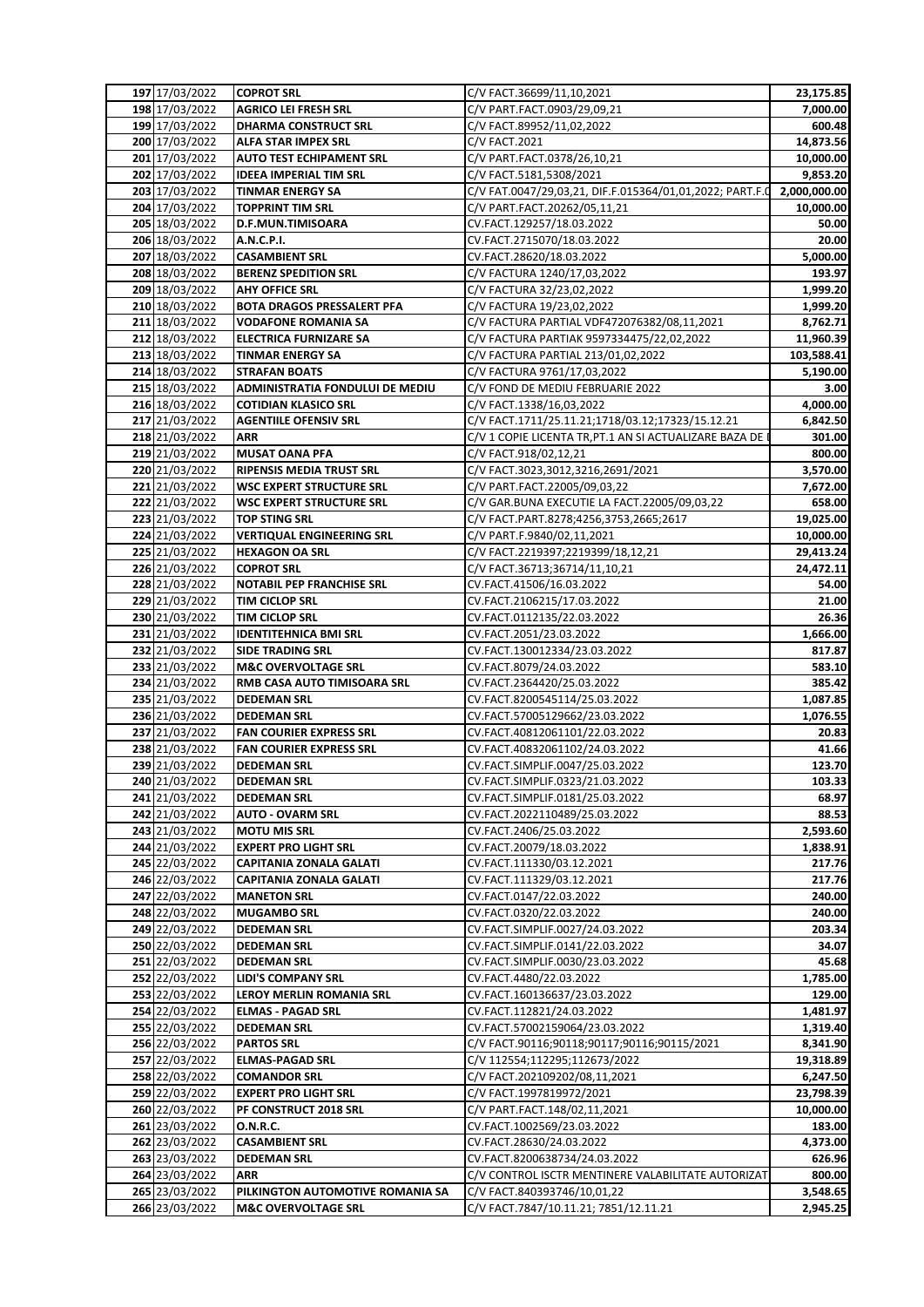| | | | | |
|---|---|---|---|---|
| 197 | 17/03/2022 | COPROT SRL | C/V FACT.36699/11,10,2021 | 23,175.85 |
| 198 | 17/03/2022 | AGRICO LEI FRESH SRL | C/V PART.FACT.0903/29,09,21 | 7,000.00 |
| 199 | 17/03/2022 | DHARMA CONSTRUCT SRL | C/V FACT.89952/11,02,2022 | 600.48 |
| 200 | 17/03/2022 | ALFA STAR IMPEX SRL | C/V FACT.2021 | 14,873.56 |
| 201 | 17/03/2022 | AUTO TEST ECHIPAMENT SRL | C/V PART.FACT.0378/26,10,21 | 10,000.00 |
| 202 | 17/03/2022 | IDEEA IMPERIAL TIM SRL | C/V FACT.5181,5308/2021 | 9,853.20 |
| 203 | 17/03/2022 | TINMAR ENERGY SA | C/V FAT.0047/29,03,21, DIF.F.015364/01,01,2022; PART.F.0 | 2,000,000.00 |
| 204 | 17/03/2022 | TOPPRINT TIM SRL | C/V PART.FACT.20262/05,11,21 | 10,000.00 |
| 205 | 18/03/2022 | D.F.MUN.TIMISOARA | CV.FACT.129257/18.03.2022 | 50.00 |
| 206 | 18/03/2022 | A.N.C.P.I. | CV.FACT.2715070/18.03.2022 | 20.00 |
| 207 | 18/03/2022 | CASAMBIENT SRL | CV.FACT.28620/18.03.2022 | 5,000.00 |
| 208 | 18/03/2022 | BERENZ SPEDITION SRL | C/V FACTURA 1240/17,03,2022 | 193.97 |
| 209 | 18/03/2022 | AHY OFFICE SRL | C/V FACTURA 32/23,02,2022 | 1,999.20 |
| 210 | 18/03/2022 | BOTA DRAGOS PRESSALERT PFA | C/V FACTURA 19/23,02,2022 | 1,999.20 |
| 211 | 18/03/2022 | VODAFONE ROMANIA SA | C/V FACTURA PARTIAL VDF472076382/08,11,2021 | 8,762.71 |
| 212 | 18/03/2022 | ELECTRICA FURNIZARE SA | C/V FACTURA PARTIAK 9597334475/22,02,2022 | 11,960.39 |
| 213 | 18/03/2022 | TINMAR ENERGY SA | C/V FACTURA PARTIAL 213/01,02,2022 | 103,588.41 |
| 214 | 18/03/2022 | STRAFAN BOATS | C/V FACTURA 9761/17,03,2022 | 5,190.00 |
| 215 | 18/03/2022 | ADMINISTRATIA FONDULUI DE MEDIU | C/V FOND DE MEDIU FEBRUARIE 2022 | 3.00 |
| 216 | 18/03/2022 | COTIDIAN KLASICO SRL | C/V FACT.1338/16,03,2022 | 4,000.00 |
| 217 | 21/03/2022 | AGENTIILE OFENSIV SRL | C/V FACT.1711/25.11.21;1718/03.12.21;17323/15.12.21 | 6,842.50 |
| 218 | 21/03/2022 | ARR | C/V 1 COPIE LICENTA TR,PT.1 AN SI ACTUALIZARE BAZA DE | 301.00 |
| 219 | 21/03/2022 | MUSAT OANA PFA | C/V FACT.918/02,12,21 | 800.00 |
| 220 | 21/03/2022 | RIPENSIS MEDIA TRUST SRL | C/V FACT.3023,3012,3216,2691/2021 | 3,570.00 |
| 221 | 21/03/2022 | WSC EXPERT STRUCTURE SRL | C/V PART.FACT.22005/09,03,22 | 7,672.00 |
| 222 | 21/03/2022 | WSC EXPERT STRUCTURE SRL | C/V GAR.BUNA EXECUTIE LA FACT.22005/09,03,22 | 658.00 |
| 223 | 21/03/2022 | TOP STING SRL | C/V FACT.PART.8278;4256,3753,2665;2617 | 19,025.00 |
| 224 | 21/03/2022 | VERTIQUAL ENGINEERING SRL | C/V PART.F.9840/02,11,2021 | 10,000.00 |
| 225 | 21/03/2022 | HEXAGON OA SRL | C/V FACT.2219397;2219399/18,12,21 | 29,413.24 |
| 226 | 21/03/2022 | COPROT SRL | C/V FACT.36713;36714/11,10,21 | 24,472.11 |
| 228 | 21/03/2022 | NOTABIL PEP FRANCHISE SRL | CV.FACT.41506/16.03.2022 | 54.00 |
| 229 | 21/03/2022 | TIM CICLOP SRL | CV.FACT.2106215/17.03.2022 | 21.00 |
| 230 | 21/03/2022 | TIM CICLOP SRL | CV.FACT.0112135/22.03.2022 | 26.36 |
| 231 | 21/03/2022 | IDENTITEHNICA BMI SRL | CV.FACT.2051/23.03.2022 | 1,666.00 |
| 232 | 21/03/2022 | SIDE TRADING SRL | CV.FACT.130012334/23.03.2022 | 817.87 |
| 233 | 21/03/2022 | M&C OVERVOLTAGE SRL | CV.FACT.8079/24.03.2022 | 583.10 |
| 234 | 21/03/2022 | RMB CASA AUTO TIMISOARA SRL | CV.FACT.2364420/25.03.2022 | 385.42 |
| 235 | 21/03/2022 | DEDEMAN SRL | CV.FACT.8200545114/25.03.2022 | 1,087.85 |
| 236 | 21/03/2022 | DEDEMAN SRL | CV.FACT.57005129662/23.03.2022 | 1,076.55 |
| 237 | 21/03/2022 | FAN COURIER EXPRESS SRL | CV.FACT.40812061101/22.03.2022 | 20.83 |
| 238 | 21/03/2022 | FAN COURIER EXPRESS SRL | CV.FACT.40832061102/24.03.2022 | 41.66 |
| 239 | 21/03/2022 | DEDEMAN SRL | CV.FACT.SIMPLIF.0047/25.03.2022 | 123.70 |
| 240 | 21/03/2022 | DEDEMAN SRL | CV.FACT.SIMPLIF.0323/21.03.2022 | 103.33 |
| 241 | 21/03/2022 | DEDEMAN SRL | CV.FACT.SIMPLIF.0181/25.03.2022 | 68.97 |
| 242 | 21/03/2022 | AUTO - OVARM SRL | CV.FACT.2022110489/25.03.2022 | 88.53 |
| 243 | 21/03/2022 | MOTU MIS SRL | CV.FACT.2406/25.03.2022 | 2,593.60 |
| 244 | 21/03/2022 | EXPERT PRO LIGHT SRL | CV.FACT.20079/18.03.2022 | 1,838.91 |
| 245 | 22/03/2022 | CAPITANIA ZONALA GALATI | CV.FACT.111330/03.12.2021 | 217.76 |
| 246 | 22/03/2022 | CAPITANIA ZONALA GALATI | CV.FACT.111329/03.12.2021 | 217.76 |
| 247 | 22/03/2022 | MANETON SRL | CV.FACT.0147/22.03.2022 | 240.00 |
| 248 | 22/03/2022 | MUGAMBO SRL | CV.FACT.0320/22.03.2022 | 240.00 |
| 249 | 22/03/2022 | DEDEMAN SRL | CV.FACT.SIMPLIF.0027/24.03.2022 | 203.34 |
| 250 | 22/03/2022 | DEDEMAN SRL | CV.FACT.SIMPLIF.0141/22.03.2022 | 34.07 |
| 251 | 22/03/2022 | DEDEMAN SRL | CV.FACT.SIMPLIF.0030/23.03.2022 | 45.68 |
| 252 | 22/03/2022 | LIDI'S COMPANY SRL | CV.FACT.4480/22.03.2022 | 1,785.00 |
| 253 | 22/03/2022 | LEROY MERLIN ROMANIA SRL | CV.FACT.160136637/23.03.2022 | 129.00 |
| 254 | 22/03/2022 | ELMAS - PAGAD SRL | CV.FACT.112821/24.03.2022 | 1,481.97 |
| 255 | 22/03/2022 | DEDEMAN SRL | CV.FACT.57002159064/23.03.2022 | 1,319.40 |
| 256 | 22/03/2022 | PARTOS SRL | C/V FACT.90116;90118;90117;90116;90115/2021 | 8,341.90 |
| 257 | 22/03/2022 | ELMAS-PAGAD SRL | C/V 112554;112295;112673/2022 | 19,318.89 |
| 258 | 22/03/2022 | COMANDOR SRL | C/V FACT.202109202/08,11,2021 | 6,247.50 |
| 259 | 22/03/2022 | EXPERT PRO LIGHT SRL | C/V FACT.1997819972/2021 | 23,798.39 |
| 260 | 22/03/2022 | PF CONSTRUCT 2018 SRL | C/V PART.FACT.148/02,11,2021 | 10,000.00 |
| 261 | 23/03/2022 | O.N.R.C. | CV.FACT.1002569/23.03.2022 | 183.00 |
| 262 | 23/03/2022 | CASAMBIENT SRL | CV.FACT.28630/24.03.2022 | 4,373.00 |
| 263 | 23/03/2022 | DEDEMAN SRL | CV.FACT.8200638734/24.03.2022 | 626.96 |
| 264 | 23/03/2022 | ARR | C/V CONTROL ISCTR MENTINERE VALABILITATE AUTORIZAT | 800.00 |
| 265 | 23/03/2022 | PILKINGTON AUTOMOTIVE ROMANIA SA | C/V FACT.840393746/10,01,22 | 3,548.65 |
| 266 | 23/03/2022 | M&C OVERVOLTAGE SRL | C/V FACT.7847/10.11.21; 7851/12.11.21 | 2,945.25 |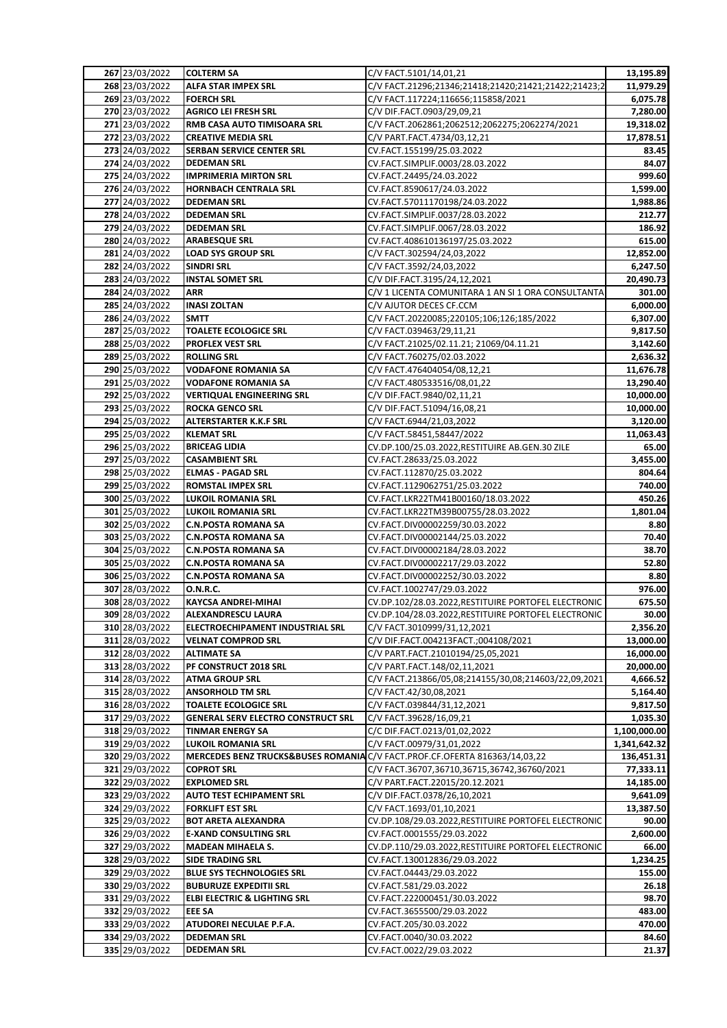| | | | | |
|---|---|---|---|---|
| 267 | 23/03/2022 | COLTERM SA | C/V FACT.5101/14,01,21 | 13,195.89 |
| 268 | 23/03/2022 | ALFA STAR IMPEX SRL | C/V FACT.21296;21346;21418;21420;21421;21422;21423;2 | 11,979.29 |
| 269 | 23/03/2022 | FOERCH SRL | C/V FACT.117224;116656;115858/2021 | 6,075.78 |
| 270 | 23/03/2022 | AGRICO LEI FRESH SRL | C/V DIF.FACT.0903/29,09,21 | 7,280.00 |
| 271 | 23/03/2022 | RMB CASA AUTO TIMISOARA SRL | C/V FACT.2062861;2062512;2062275;2062274/2021 | 19,318.02 |
| 272 | 23/03/2022 | CREATIVE MEDIA SRL | C/V PART.FACT.4734/03,12,21 | 17,878.51 |
| 273 | 24/03/2022 | SERBAN SERVICE CENTER SRL | CV.FACT.155199/25.03.2022 | 83.45 |
| 274 | 24/03/2022 | DEDEMAN SRL | CV.FACT.SIMPLIF.0003/28.03.2022 | 84.07 |
| 275 | 24/03/2022 | IMPRIMERIA MIRTON SRL | CV.FACT.24495/24.03.2022 | 999.60 |
| 276 | 24/03/2022 | HORNBACH CENTRALA SRL | CV.FACT.8590617/24.03.2022 | 1,599.00 |
| 277 | 24/03/2022 | DEDEMAN SRL | CV.FACT.57011170198/24.03.2022 | 1,988.86 |
| 278 | 24/03/2022 | DEDEMAN SRL | CV.FACT.SIMPLIF.0037/28.03.2022 | 212.77 |
| 279 | 24/03/2022 | DEDEMAN SRL | CV.FACT.SIMPLIF.0067/28.03.2022 | 186.92 |
| 280 | 24/03/2022 | ARABESQUE SRL | CV.FACT.408610136197/25.03.2022 | 615.00 |
| 281 | 24/03/2022 | LOAD SYS GROUP SRL | C/V FACT.302594/24,03,2022 | 12,852.00 |
| 282 | 24/03/2022 | SINDRI SRL | C/V FACT.3592/24,03,2022 | 6,247.50 |
| 283 | 24/03/2022 | INSTAL SOMET SRL | C/V DIF.FACT.3195/24,12,2021 | 20,490.73 |
| 284 | 24/03/2022 | ARR | C/V 1 LICENTA COMUNITARA 1 AN SI 1 ORA CONSULTANTA | 301.00 |
| 285 | 24/03/2022 | INASI ZOLTAN | C/V AJUTOR DECES CF.CCM | 6,000.00 |
| 286 | 24/03/2022 | SMTT | C/V FACT.20220085;220105;106;126;185/2022 | 6,307.00 |
| 287 | 25/03/2022 | TOALETE ECOLOGICE SRL | C/V FACT.039463/29,11,21 | 9,817.50 |
| 288 | 25/03/2022 | PROFLEX VEST SRL | C/V FACT.21025/02.11.21; 21069/04.11.21 | 3,142.60 |
| 289 | 25/03/2022 | ROLLING SRL | C/V FACT.760275/02.03.2022 | 2,636.32 |
| 290 | 25/03/2022 | VODAFONE ROMANIA SA | C/V FACT.476404054/08,12,21 | 11,676.78 |
| 291 | 25/03/2022 | VODAFONE ROMANIA SA | C/V FACT.480533516/08,01,22 | 13,290.40 |
| 292 | 25/03/2022 | VERTIQUAL ENGINEERING SRL | C/V DIF.FACT.9840/02,11,21 | 10,000.00 |
| 293 | 25/03/2022 | ROCKA GENCO SRL | C/V DIF.FACT.51094/16,08,21 | 10,000.00 |
| 294 | 25/03/2022 | ALTERSTARTER K.K.F SRL | C/V FACT.6944/21,03,2022 | 3,120.00 |
| 295 | 25/03/2022 | KLEMAT SRL | C/V FACT.58451,58447/2022 | 11,063.43 |
| 296 | 25/03/2022 | BRICEAG LIDIA | CV.DP.100/25.03.2022,RESTITUIRE AB.GEN.30 ZILE | 65.00 |
| 297 | 25/03/2022 | CASAMBIENT SRL | CV.FACT.28633/25.03.2022 | 3,455.00 |
| 298 | 25/03/2022 | ELMAS - PAGAD SRL | CV.FACT.112870/25.03.2022 | 804.64 |
| 299 | 25/03/2022 | ROMSTAL IMPEX SRL | CV.FACT.1129062751/25.03.2022 | 740.00 |
| 300 | 25/03/2022 | LUKOIL ROMANIA SRL | CV.FACT.LKR22TM41B00160/18.03.2022 | 450.26 |
| 301 | 25/03/2022 | LUKOIL ROMANIA SRL | CV.FACT.LKR22TM39B00755/28.03.2022 | 1,801.04 |
| 302 | 25/03/2022 | C.N.POSTA ROMANA SA | CV.FACT.DIV00002259/30.03.2022 | 8.80 |
| 303 | 25/03/2022 | C.N.POSTA ROMANA SA | CV.FACT.DIV00002144/25.03.2022 | 70.40 |
| 304 | 25/03/2022 | C.N.POSTA ROMANA SA | CV.FACT.DIV00002184/28.03.2022 | 38.70 |
| 305 | 25/03/2022 | C.N.POSTA ROMANA SA | CV.FACT.DIV00002217/29.03.2022 | 52.80 |
| 306 | 25/03/2022 | C.N.POSTA ROMANA SA | CV.FACT.DIV00002252/30.03.2022 | 8.80 |
| 307 | 28/03/2022 | O.N.R.C. | CV.FACT.1002747/29.03.2022 | 976.00 |
| 308 | 28/03/2022 | KAYCSA ANDREI-MIHAI | CV.DP.102/28.03.2022,RESTITUIRE PORTOFEL ELECTRONIC | 675.50 |
| 309 | 28/03/2022 | ALEXANDRESCU LAURA | CV.DP.104/28.03.2022,RESTITUIRE PORTOFEL ELECTRONIC | 30.00 |
| 310 | 28/03/2022 | ELECTROECHIPAMENT INDUSTRIAL SRL | C/V FACT.3010999/31,12,2021 | 2,356.20 |
| 311 | 28/03/2022 | VELNAT COMPROD SRL | C/V DIF.FACT.004213FACT.;004108/2021 | 13,000.00 |
| 312 | 28/03/2022 | ALTIMATE SA | C/V PART.FACT.21010194/25,05,2021 | 16,000.00 |
| 313 | 28/03/2022 | PF CONSTRUCT 2018 SRL | C/V PART.FACT.148/02,11,2021 | 20,000.00 |
| 314 | 28/03/2022 | ATMA GROUP SRL | C/V FACT.213866/05,08;214155/30,08;214603/22,09,2021 | 4,666.52 |
| 315 | 28/03/2022 | ANSORHOLD TM SRL | C/V FACT.42/30,08,2021 | 5,164.40 |
| 316 | 28/03/2022 | TOALETE ECOLOGICE SRL | C/V FACT.039844/31,12,2021 | 9,817.50 |
| 317 | 29/03/2022 | GENERAL SERV ELECTRO CONSTRUCT SRL | C/V FACT.39628/16,09,21 | 1,035.30 |
| 318 | 29/03/2022 | TINMAR ENERGY SA | C/C DIF.FACT.0213/01,02,2022 | 1,100,000.00 |
| 319 | 29/03/2022 | LUKOIL ROMANIA SRL | C/V FACT.00979/31,01,2022 | 1,341,642.32 |
| 320 | 29/03/2022 | MERCEDES BENZ TRUCKS&BUSES ROMANIA | C/V FACT.PROF.CF.OFERTA 816363/14,03,22 | 136,451.31 |
| 321 | 29/03/2022 | COPROT SRL | C/V FACT.36707,36710,36715,36742,36760/2021 | 77,333.11 |
| 322 | 29/03/2022 | EXPLOMED SRL | C/V PART.FACT.22015/20.12.2021 | 14,185.00 |
| 323 | 29/03/2022 | AUTO TEST ECHIPAMENT SRL | C/V DIF.FACT.0378/26,10,2021 | 9,641.09 |
| 324 | 29/03/2022 | FORKLIFT EST SRL | C/V FACT.1693/01,10,2021 | 13,387.50 |
| 325 | 29/03/2022 | BOT ARETA ALEXANDRA | CV.DP.108/29.03.2022,RESTITUIRE PORTOFEL ELECTRONIC | 90.00 |
| 326 | 29/03/2022 | E-XAND CONSULTING SRL | CV.FACT.0001555/29.03.2022 | 2,600.00 |
| 327 | 29/03/2022 | MADEAN MIHAELA S. | CV.DP.110/29.03.2022,RESTITUIRE PORTOFEL ELECTRONIC | 66.00 |
| 328 | 29/03/2022 | SIDE TRADING SRL | CV.FACT.130012836/29.03.2022 | 1,234.25 |
| 329 | 29/03/2022 | BLUE SYS TECHNOLOGIES SRL | CV.FACT.04443/29.03.2022 | 155.00 |
| 330 | 29/03/2022 | BUBURUZE EXPEDITII SRL | CV.FACT.581/29.03.2022 | 26.18 |
| 331 | 29/03/2022 | ELBI ELECTRIC & LIGHTING SRL | CV.FACT.222000451/30.03.2022 | 98.70 |
| 332 | 29/03/2022 | EEE SA | CV.FACT.3655500/29.03.2022 | 483.00 |
| 333 | 29/03/2022 | ATUDOREI NECULAE P.F.A. | CV.FACT.205/30.03.2022 | 470.00 |
| 334 | 29/03/2022 | DEDEMAN SRL | CV.FACT.0040/30.03.2022 | 84.60 |
| 335 | 29/03/2022 | DEDEMAN SRL | CV.FACT.0022/29.03.2022 | 21.37 |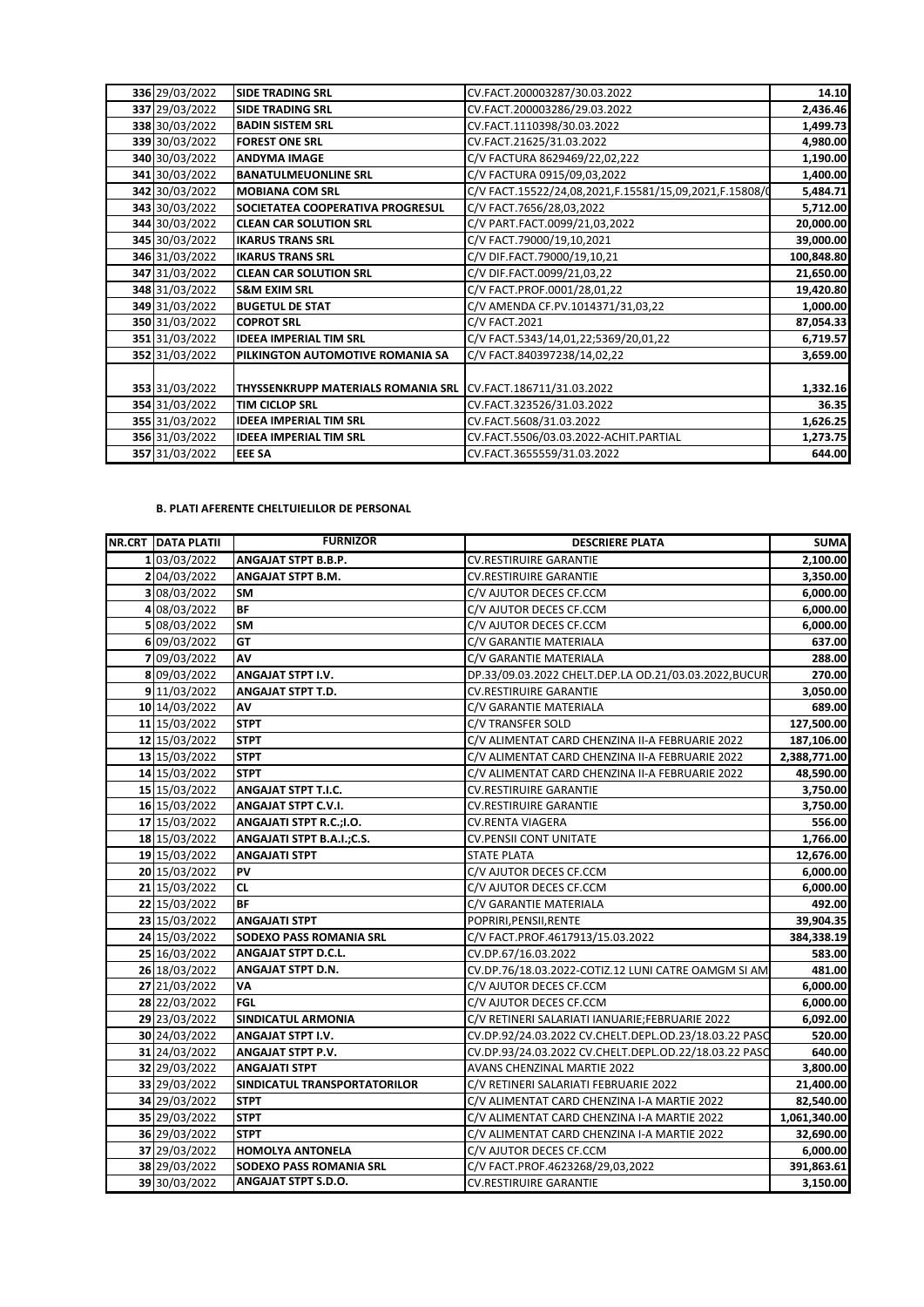| | | | | |
|---|---|---|---|---|
| 336 | 29/03/2022 | SIDE TRADING SRL | CV.FACT.200003287/30.03.2022 | 14.10 |
| 337 | 29/03/2022 | SIDE TRADING SRL | CV.FACT.200003286/29.03.2022 | 2,436.46 |
| 338 | 30/03/2022 | BADIN SISTEM SRL | CV.FACT.1110398/30.03.2022 | 1,499.73 |
| 339 | 30/03/2022 | FOREST ONE SRL | CV.FACT.21625/31.03.2022 | 4,980.00 |
| 340 | 30/03/2022 | ANDYMA IMAGE | C/V FACTURA 8629469/22,02,222 | 1,190.00 |
| 341 | 30/03/2022 | BANATULMEUONLINE SRL | C/V FACTURA 0915/09,03,2022 | 1,400.00 |
| 342 | 30/03/2022 | MOBIANA COM SRL | C/V FACT.15522/24,08,2021,F.15581/15,09,2021,F.15808/( | 5,484.71 |
| 343 | 30/03/2022 | SOCIETATEA COOPERATIVA PROGRESUL | C/V FACT.7656/28,03,2022 | 5,712.00 |
| 344 | 30/03/2022 | CLEAN CAR SOLUTION SRL | C/V PART.FACT.0099/21,03,2022 | 20,000.00 |
| 345 | 30/03/2022 | IKARUS TRANS SRL | C/V FACT.79000/19,10,2021 | 39,000.00 |
| 346 | 31/03/2022 | IKARUS TRANS SRL | C/V DIF.FACT.79000/19,10,21 | 100,848.80 |
| 347 | 31/03/2022 | CLEAN CAR SOLUTION SRL | C/V DIF.FACT.0099/21,03,22 | 21,650.00 |
| 348 | 31/03/2022 | S&M EXIM SRL | C/V FACT.PROF.0001/28,01,22 | 19,420.80 |
| 349 | 31/03/2022 | BUGETUL DE STAT | C/V AMENDA CF.PV.1014371/31,03,22 | 1,000.00 |
| 350 | 31/03/2022 | COPROT SRL | C/V FACT.2021 | 87,054.33 |
| 351 | 31/03/2022 | IDEEA IMPERIAL TIM SRL | C/V FACT.5343/14,01,22;5369/20,01,22 | 6,719.57 |
| 352 | 31/03/2022 | PILKINGTON AUTOMOTIVE ROMANIA SA | C/V FACT.840397238/14,02,22 | 3,659.00 |
| 353 | 31/03/2022 | THYSSENKRUPP MATERIALS ROMANIA SRL | CV.FACT.186711/31.03.2022 | 1,332.16 |
| 354 | 31/03/2022 | TIM CICLOP SRL | CV.FACT.323526/31.03.2022 | 36.35 |
| 355 | 31/03/2022 | IDEEA IMPERIAL TIM SRL | CV.FACT.5608/31.03.2022 | 1,626.25 |
| 356 | 31/03/2022 | IDEEA IMPERIAL TIM SRL | CV.FACT.5506/03.03.2022-ACHIT.PARTIAL | 1,273.75 |
| 357 | 31/03/2022 | EEE SA | CV.FACT.3655559/31.03.2022 | 644.00 |

**B. PLATI AFERENTE CHELTUIELILOR DE PERSONAL**

| NR.CRT | DATA PLATII | FURNIZOR | DESCRIERE PLATA | SUMA |
|---|---|---|---|---|
| 1 | 03/03/2022 | ANGAJAT STPT B.B.P. | CV.RESTIRUIRE GARANTIE | 2,100.00 |
| 2 | 04/03/2022 | ANGAJAT STPT B.M. | CV.RESTIRUIRE GARANTIE | 3,350.00 |
| 3 | 08/03/2022 | SM | C/V AJUTOR DECES CF.CCM | 6,000.00 |
| 4 | 08/03/2022 | BF | C/V AJUTOR DECES CF.CCM | 6,000.00 |
| 5 | 08/03/2022 | SM | C/V AJUTOR DECES CF.CCM | 6,000.00 |
| 6 | 09/03/2022 | GT | C/V GARANTIE MATERIALA | 637.00 |
| 7 | 09/03/2022 | AV | C/V GARANTIE MATERIALA | 288.00 |
| 8 | 09/03/2022 | ANGAJAT STPT I.V. | DP.33/09.03.2022 CHELT.DEP.LA OD.21/03.03.2022,BUCUR | 270.00 |
| 9 | 11/03/2022 | ANGAJAT STPT T.D. | CV.RESTIRUIRE GARANTIE | 3,050.00 |
| 10 | 14/03/2022 | AV | C/V GARANTIE MATERIALA | 689.00 |
| 11 | 15/03/2022 | STPT | C/V TRANSFER SOLD | 127,500.00 |
| 12 | 15/03/2022 | STPT | C/V ALIMENTAT CARD CHENZINA II-A FEBRUARIE 2022 | 187,106.00 |
| 13 | 15/03/2022 | STPT | C/V ALIMENTAT CARD CHENZINA II-A FEBRUARIE 2022 | 2,388,771.00 |
| 14 | 15/03/2022 | STPT | C/V ALIMENTAT CARD CHENZINA II-A FEBRUARIE 2022 | 48,590.00 |
| 15 | 15/03/2022 | ANGAJAT STPT T.I.C. | CV.RESTIRUIRE GARANTIE | 3,750.00 |
| 16 | 15/03/2022 | ANGAJAT STPT C.V.I. | CV.RESTIRUIRE GARANTIE | 3,750.00 |
| 17 | 15/03/2022 | ANGAJATI STPT R.C.;I.O. | CV.RENTA VIAGERA | 556.00 |
| 18 | 15/03/2022 | ANGAJATI STPT B.A.I.;C.S. | CV.PENSII CONT UNITATE | 1,766.00 |
| 19 | 15/03/2022 | ANGAJATI STPT | STATE PLATA | 12,676.00 |
| 20 | 15/03/2022 | PV | C/V AJUTOR DECES CF.CCM | 6,000.00 |
| 21 | 15/03/2022 | CL | C/V AJUTOR DECES CF.CCM | 6,000.00 |
| 22 | 15/03/2022 | BF | C/V GARANTIE MATERIALA | 492.00 |
| 23 | 15/03/2022 | ANGAJATI STPT | POPRIRI,PENSII,RENTE | 39,904.35 |
| 24 | 15/03/2022 | SODEXO PASS ROMANIA SRL | C/V FACT.PROF.4617913/15.03.2022 | 384,338.19 |
| 25 | 16/03/2022 | ANGAJAT STPT D.C.L. | CV.DP.67/16.03.2022 | 583.00 |
| 26 | 18/03/2022 | ANGAJAT STPT D.N. | CV.DP.76/18.03.2022-COTIZ.12 LUNI CATRE OAMGM SI AM | 481.00 |
| 27 | 21/03/2022 | VA | C/V AJUTOR DECES CF.CCM | 6,000.00 |
| 28 | 22/03/2022 | FGL | C/V AJUTOR DECES CF.CCM | 6,000.00 |
| 29 | 23/03/2022 | SINDICATUL ARMONIA | C/V RETINERI SALARIATI IANUARIE;FEBRUARIE 2022 | 6,092.00 |
| 30 | 24/03/2022 | ANGAJAT STPT I.V. | CV.DP.92/24.03.2022 CV.CHELT.DEPL.OD.23/18.03.22 PASC | 520.00 |
| 31 | 24/03/2022 | ANGAJAT STPT P.V. | CV.DP.93/24.03.2022 CV.CHELT.DEPL.OD.22/18.03.22 PASC | 640.00 |
| 32 | 29/03/2022 | ANGAJATI STPT | AVANS CHENZINAL MARTIE 2022 | 3,800.00 |
| 33 | 29/03/2022 | SINDICATUL TRANSPORTATORILOR | C/V RETINERI SALARIATI FEBRUARIE 2022 | 21,400.00 |
| 34 | 29/03/2022 | STPT | C/V ALIMENTAT CARD CHENZINA I-A MARTIE 2022 | 82,540.00 |
| 35 | 29/03/2022 | STPT | C/V ALIMENTAT CARD CHENZINA I-A MARTIE 2022 | 1,061,340.00 |
| 36 | 29/03/2022 | STPT | C/V ALIMENTAT CARD CHENZINA I-A MARTIE 2022 | 32,690.00 |
| 37 | 29/03/2022 | HOMOLYA ANTONELA | C/V AJUTOR DECES CF.CCM | 6,000.00 |
| 38 | 29/03/2022 | SODEXO PASS ROMANIA SRL | C/V FACT.PROF.4623268/29,03,2022 | 391,863.61 |
| 39 | 30/03/2022 | ANGAJAT STPT S.D.O. | CV.RESTIRUIRE GARANTIE | 3,150.00 |